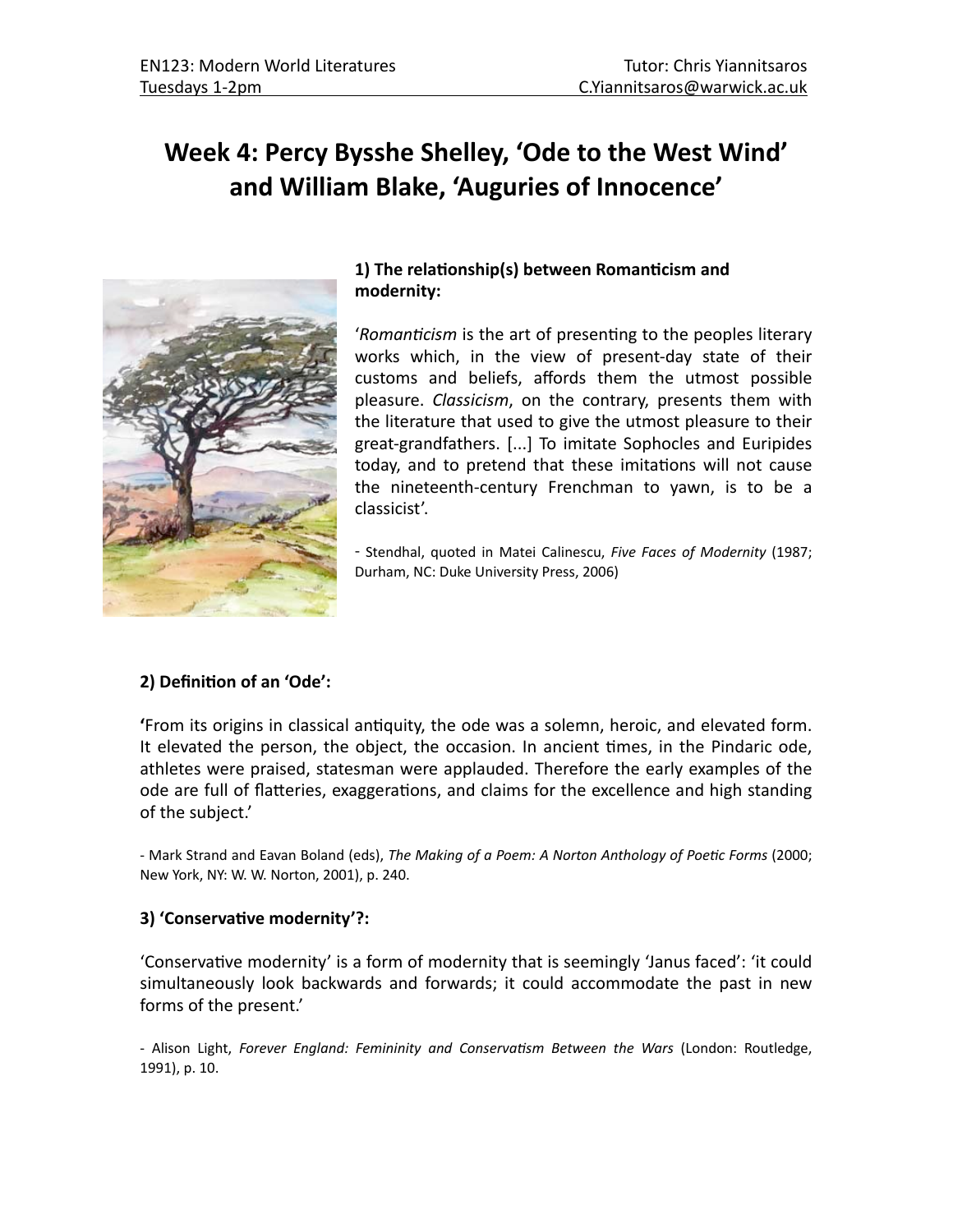EN123: Modern World Literatures | Tutor: Chris Yiannitsaros
Tuesdays 1-2pm | C.Yiannitsaros@warwick.ac.uk

# Week 4: Percy Bysshe Shelley, 'Ode to the West Wind' and William Blake, 'Auguries of Innocence'

### 1) The relationship(s) between Romanticism and modernity:

'*Romanticism* is the art of presenting to the peoples literary works which, in the view of present-day state of their customs and beliefs, affords them the utmost possible pleasure. *Classicism*, on the contrary, presents them with the literature that used to give the utmost pleasure to their great-grandfathers. [...] To imitate Sophocles and Euripides today, and to pretend that these imitations will not cause the nineteenth-century Frenchman to yawn, is to be a classicist'.

- Stendhal, quoted in Matei Calinescu, *Five Faces of Modernity* (1987; Durham, NC: Duke University Press, 2006)

### 2) Definition of an 'Ode':

**'**From its origins in classical antiquity, the ode was a solemn, heroic, and elevated form. It elevated the person, the object, the occasion. In ancient times, in the Pindaric ode, athletes were praised, statesman were applauded. Therefore the early examples of the ode are full of flatteries, exaggerations, and claims for the excellence and high standing of the subject.'

- Mark Strand and Eavan Boland (eds), *The Making of a Poem: A Norton Anthology of Poetic Forms* (2000; New York, NY: W. W. Norton, 2001), p. 240.

### 3) 'Conservative modernity'?:

'Conservative modernity' is a form of modernity that is seemingly 'Janus faced': 'it could simultaneously look backwards and forwards; it could accommodate the past in new forms of the present.'

- Alison Light, *Forever England: Femininity and Conservatism Between the Wars* (London: Routledge, 1991), p. 10.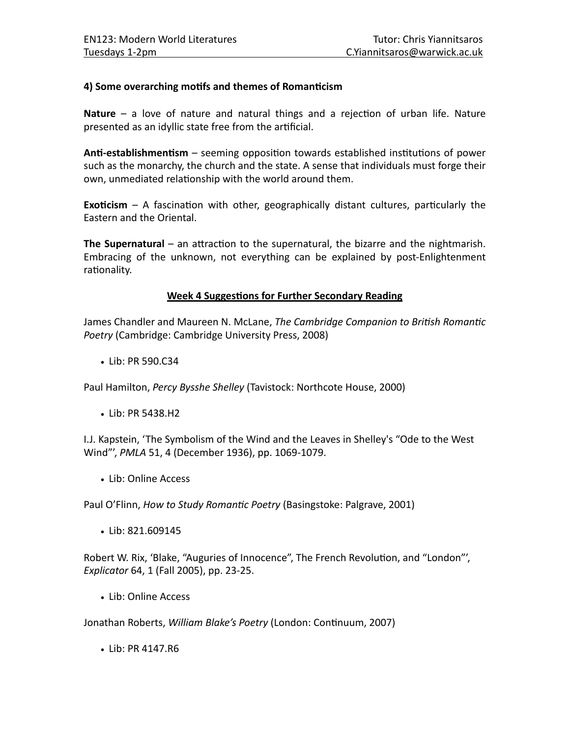#### 4) Some overarching motifs and themes of Romanticism

**Nature** – a love of nature and natural things and a rejection of urban life. Nature presented as an idyllic state free from the artificial.

**Anti-establishmentism** – seeming opposition towards established institutions of power such as the monarchy, the church and the state. A sense that individuals must forge their own, unmediated relationship with the world around them.

**Exoticism** – A fascination with other, geographically distant cultures, particularly the Eastern and the Oriental.

**The Supernatural** – an attraction to the supernatural, the bizarre and the nightmarish. Embracing of the unknown, not everything can be explained by post-Enlightenment rationality.

## Week 4 Suggestions for Further Secondary Reading

James Chandler and Maureen N. McLane, *The Cambridge Companion to British Romantic Poetry* (Cambridge: Cambridge University Press, 2008)

- Lib: PR 590.C34

Paul Hamilton, *Percy Bysshe Shelley* (Tavistock: Northcote House, 2000)

- Lib: PR 5438.H2

I.J. Kapstein, 'The Symbolism of the Wind and the Leaves in Shelley's "Ode to the West Wind"', *PMLA* 51, 4 (December 1936), pp. 1069-1079.

- Lib: Online Access

Paul O'Flinn, *How to Study Romantic Poetry* (Basingstoke: Palgrave, 2001)

- Lib: 821.609145

Robert W. Rix, 'Blake, "Auguries of Innocence", The French Revolution, and "London"', *Explicator* 64, 1 (Fall 2005), pp. 23-25.

- Lib: Online Access

Jonathan Roberts, *William Blake's Poetry* (London: Continuum, 2007)

- Lib: PR 4147.R6